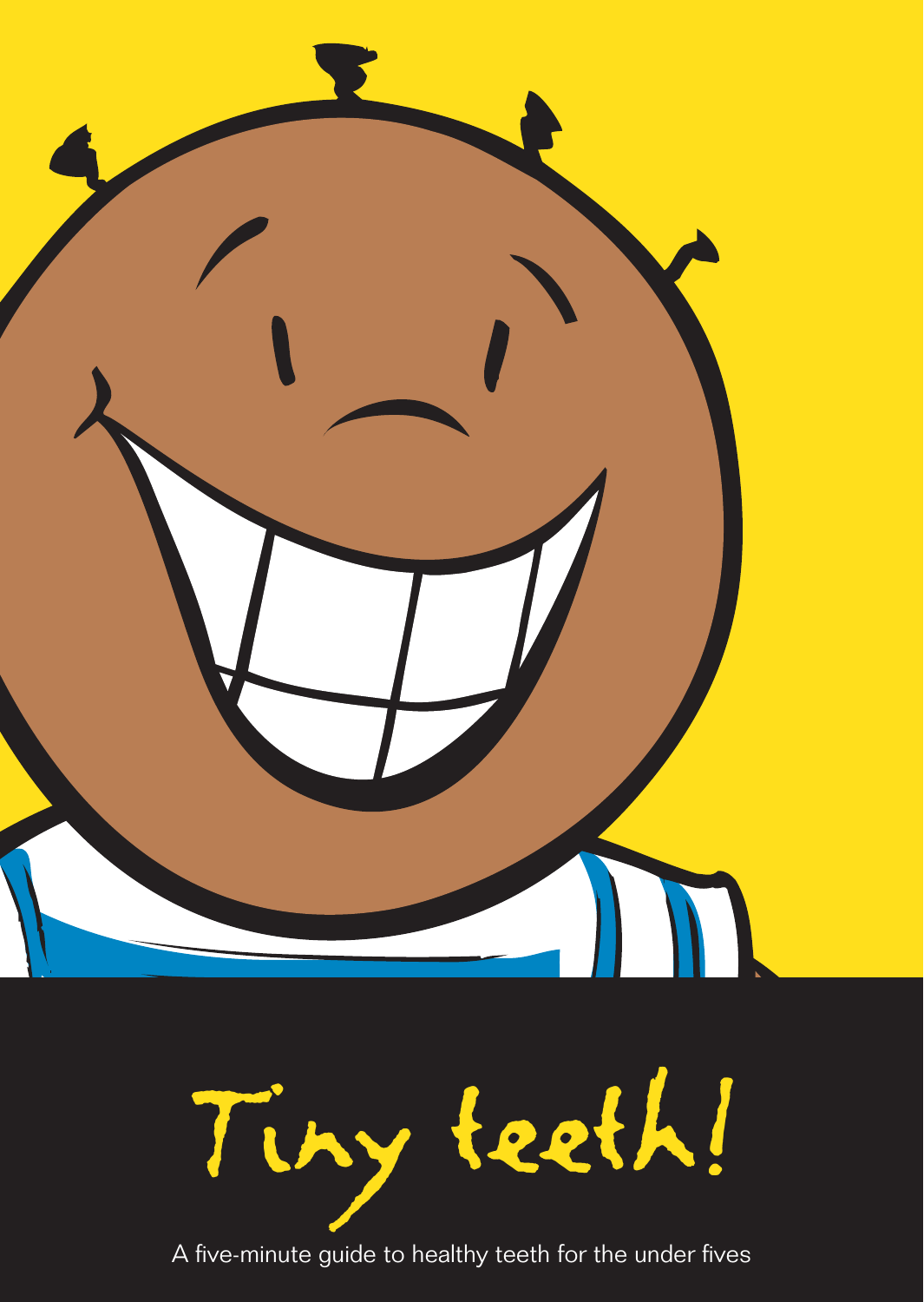# Tiny teeth!

A five-minute guide to healthy teeth for the under fives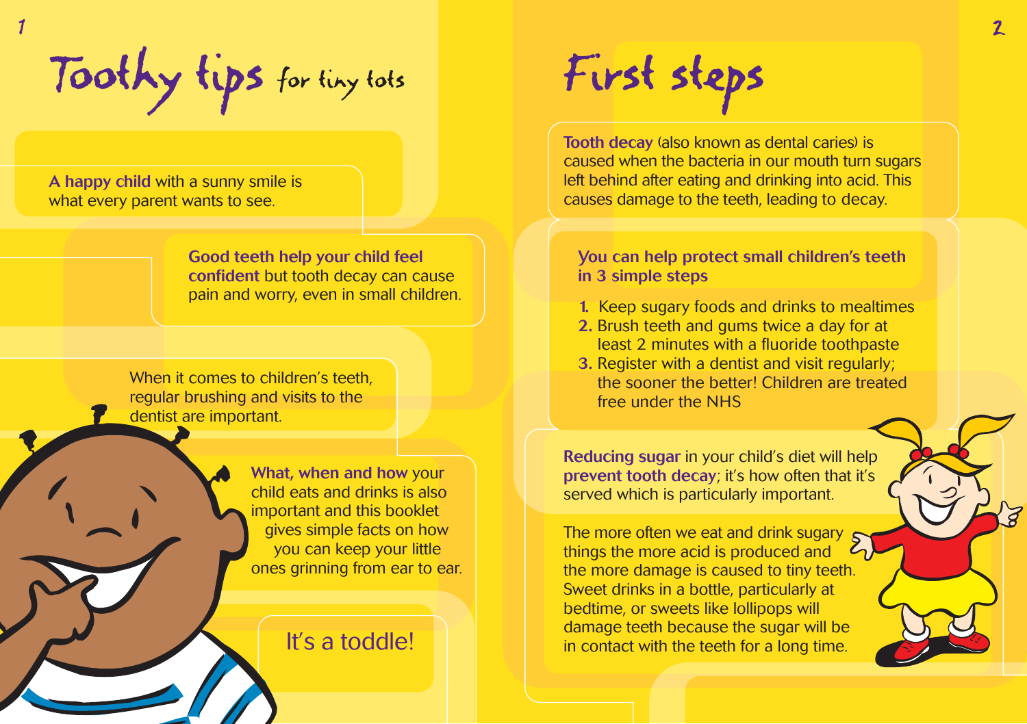# Toothy tips for tiny tots

**A happy child** with a sunny smile is what every parent wants to see.

**Good teeth help your child feel confident** but tooth decay can cause pain and worry, even in small children.

When it comes to children's teeth, regular brushing and visits to the dentist are important.

**What, when and how** your child eats and drinks is also important and this booklet gives simple facts on how you can keep your little ones grinning from ear to ear.

It's a toddle!

# First steps

**Tooth decay** (also known as dental caries) is caused when the bacteria in our mouth turn sugars left behind after eating and drinking into acid. This causes damage to the teeth, leading to decay.

**You can help protect small children's teeth in 3 simple steps**

1. Keep sugary foods and drinks to mealtimes
2. Brush teeth and gums twice a day for at least 2 minutes with a fluoride toothpaste
3. Register with a dentist and visit regularly; the sooner the better! Children are treated free under the NHS

**Reducing sugar** in your child's diet will help **prevent tooth decay**; it's how often that it's served which is particularly important.

The more often we eat and drink sugary things the more acid is produced and the more damage is caused to tiny teeth. Sweet drinks in a bottle, particularly at bedtime, or sweets like lollipops will damage teeth because the sugar will be in contact with the teeth for a long time.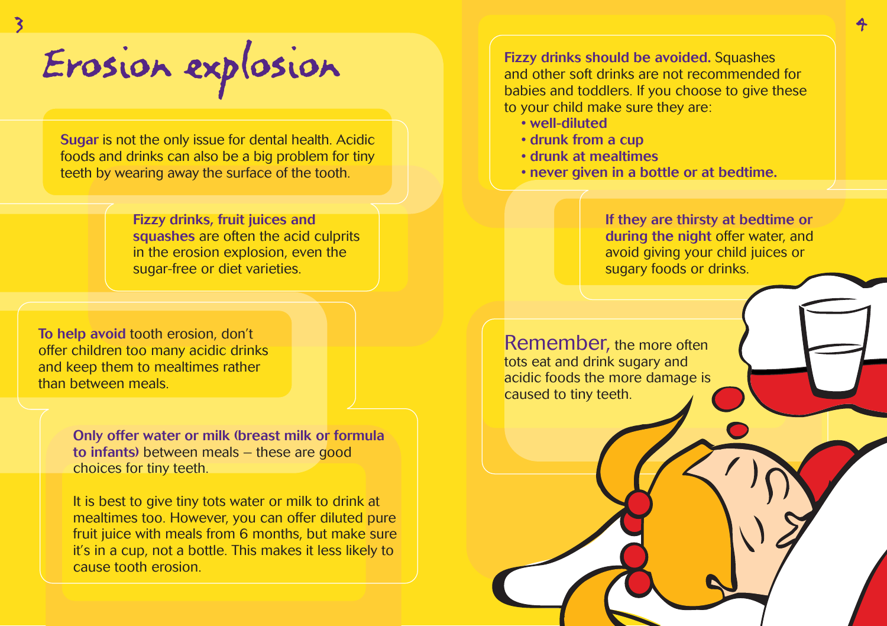# Erosion explosion

**Sugar** is not the only issue for dental health. Acidic foods and drinks can also be a big problem for tiny teeth by wearing away the surface of the tooth.

**Fizzy drinks, fruit juices and squashes** are often the acid culprits in the erosion explosion, even the sugar-free or diet varieties.

**To help avoid** tooth erosion, don't offer children too many acidic drinks and keep them to mealtimes rather than between meals.

**Only offer water or milk (breast milk or formula to infants)** between meals – these are good choices for tiny teeth.

It is best to give tiny tots water or milk to drink at mealtimes too. However, you can offer diluted pure fruit juice with meals from 6 months, but make sure it's in a cup, not a bottle. This makes it less likely to cause tooth erosion.

**Fizzy drinks should be avoided.** Squashes and other soft drinks are not recommended for babies and toddlers. If you choose to give these to your child make sure they are:

- **well-diluted**
- **drunk from a cup**
- **drunk at mealtimes**
- **never given in a bottle or at bedtime.**

**If they are thirsty at bedtime or during the night** offer water, and avoid giving your child juices or sugary foods or drinks.

Remember, the more often tots eat and drink sugary and acidic foods the more damage is caused to tiny teeth.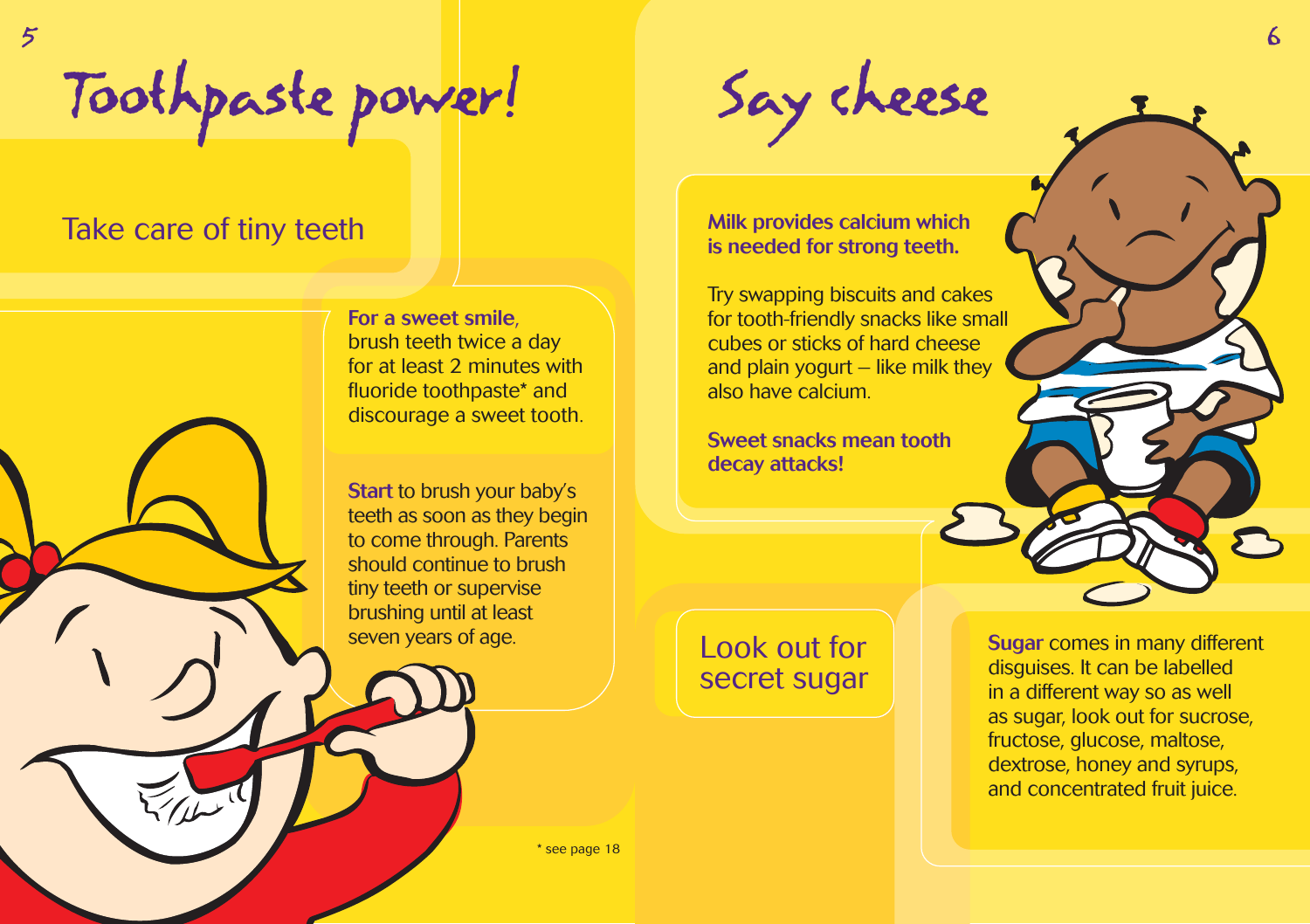# Toothpaste power!

## Take care of tiny teeth

**For a sweet smile**, brush teeth twice a day for at least 2 minutes with fluoride toothpaste* and discourage a sweet tooth.

**Start** to brush your baby's teeth as soon as they begin to come through. Parents should continue to brush tiny teeth or supervise brushing until at least seven years of age.

\* see page 18

# Say cheese

**Milk provides calcium which is needed for strong teeth.**

Try swapping biscuits and cakes for tooth-friendly snacks like small cubes or sticks of hard cheese and plain yogurt – like milk they also have calcium.

**Sweet snacks mean tooth decay attacks!**

## Look out for secret sugar

**Sugar** comes in many different disguises. It can be labelled in a different way so as well as sugar, look out for sucrose, fructose, glucose, maltose, dextrose, honey and syrups, and concentrated fruit juice.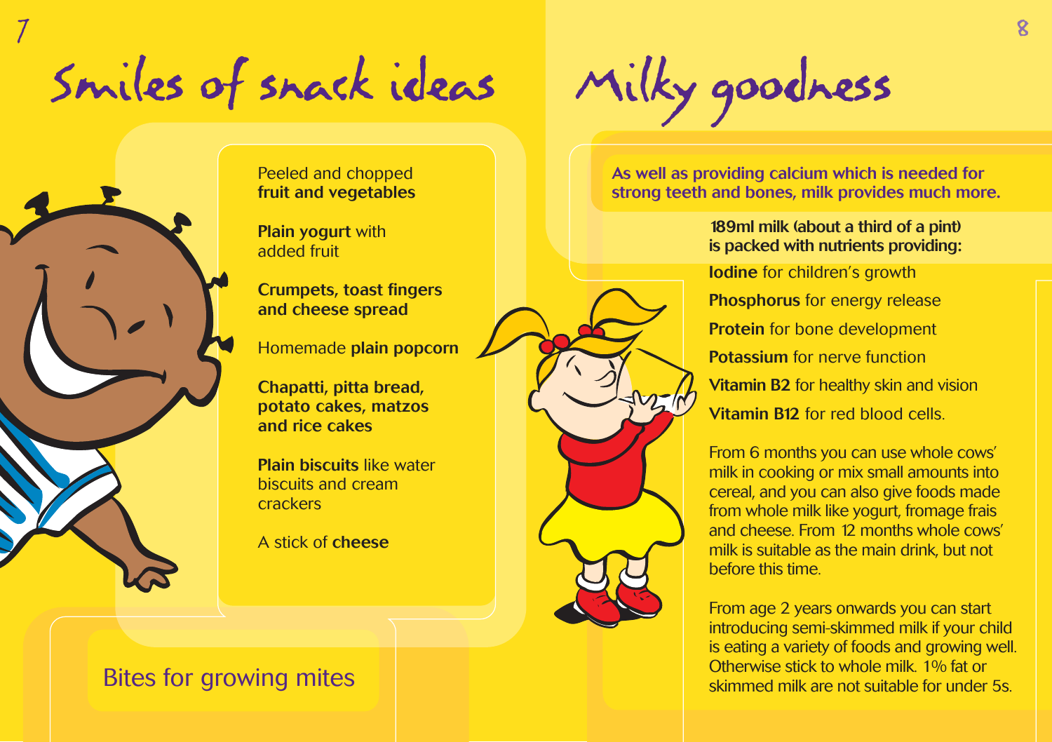# Smiles of snack ideas

Peeled and chopped **fruit and vegetables**

**Plain yogurt** with added fruit

**Crumpets, toast fingers and cheese spread**

Homemade **plain popcorn**

**Chapatti, pitta bread, potato cakes, matzos and rice cakes**

**Plain biscuits** like water biscuits and cream crackers

A stick of **cheese**

Bites for growing mites

# Milky goodness

**As well as providing calcium which is needed for strong teeth and bones, milk provides much more.**

**189ml milk (about a third of a pint) is packed with nutrients providing:**

**Iodine** for children's growth

**Phosphorus** for energy release

**Protein** for bone development

**Potassium** for nerve function

**Vitamin B2** for healthy skin and vision

**Vitamin B12** for red blood cells.

From 6 months you can use whole cows' milk in cooking or mix small amounts into cereal, and you can also give foods made from whole milk like yogurt, fromage frais and cheese. From 12 months whole cows' milk is suitable as the main drink, but not before this time.

From age 2 years onwards you can start introducing semi-skimmed milk if your child is eating a variety of foods and growing well. Otherwise stick to whole milk. 1% fat or skimmed milk are not suitable for under 5s.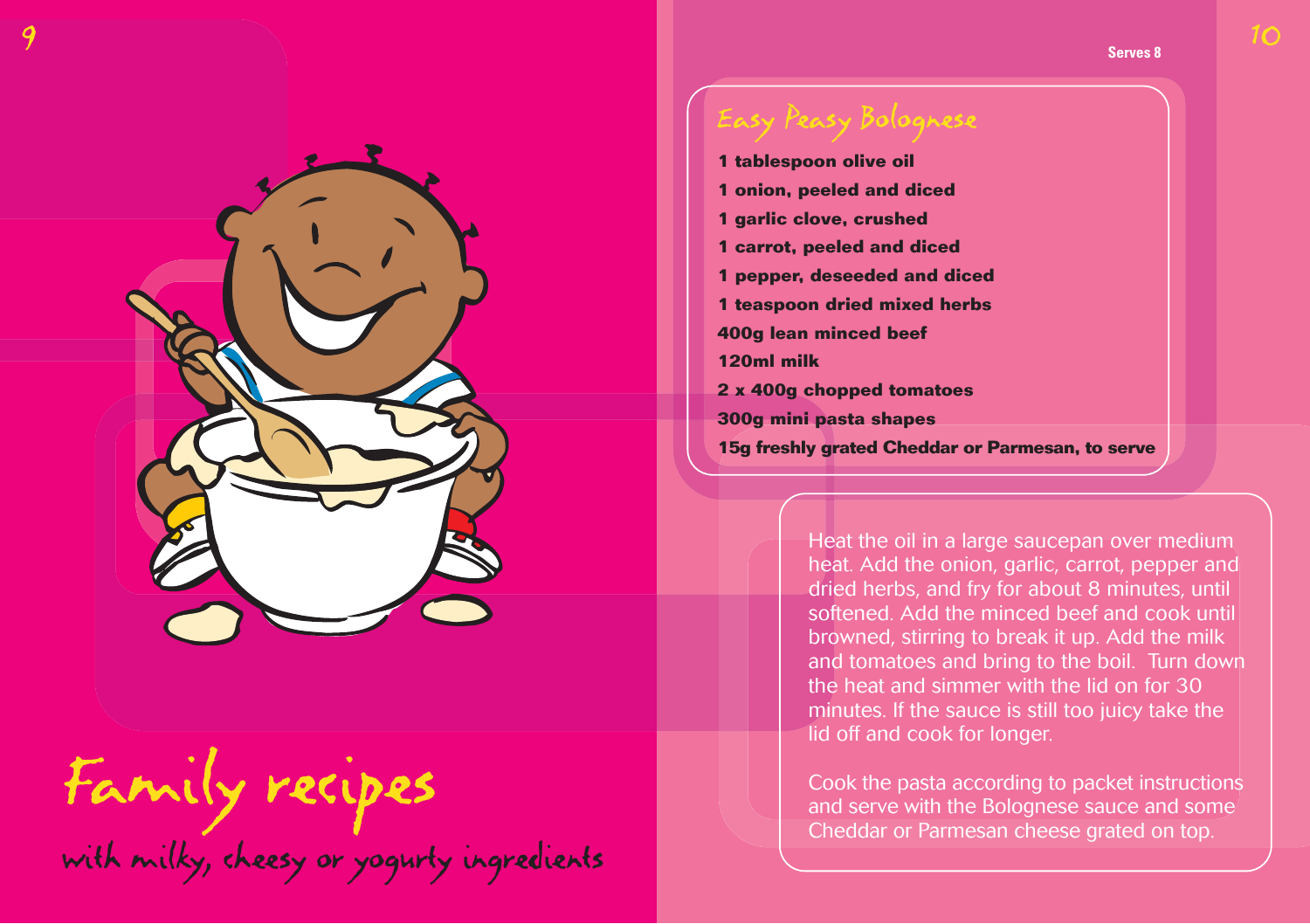# Family recipes

with milky, cheesy or yogurty ingredients

Serves 8

## Easy Peasy Bolognese

**1 tablespoon olive oil**
**1 onion, peeled and diced**
**1 garlic clove, crushed**
**1 carrot, peeled and diced**
**1 pepper, deseeded and diced**
**1 teaspoon dried mixed herbs**
**400g lean minced beef**
**120ml milk**
**2 x 400g chopped tomatoes**
**300g mini pasta shapes**
**15g freshly grated Cheddar or Parmesan, to serve**

Heat the oil in a large saucepan over medium heat. Add the onion, garlic, carrot, pepper and dried herbs, and fry for about 8 minutes, until softened. Add the minced beef and cook until browned, stirring to break it up. Add the milk and tomatoes and bring to the boil. Turn down the heat and simmer with the lid on for 30 minutes. If the sauce is still too juicy take the lid off and cook for longer.

Cook the pasta according to packet instructions and serve with the Bolognese sauce and some Cheddar or Parmesan cheese grated on top.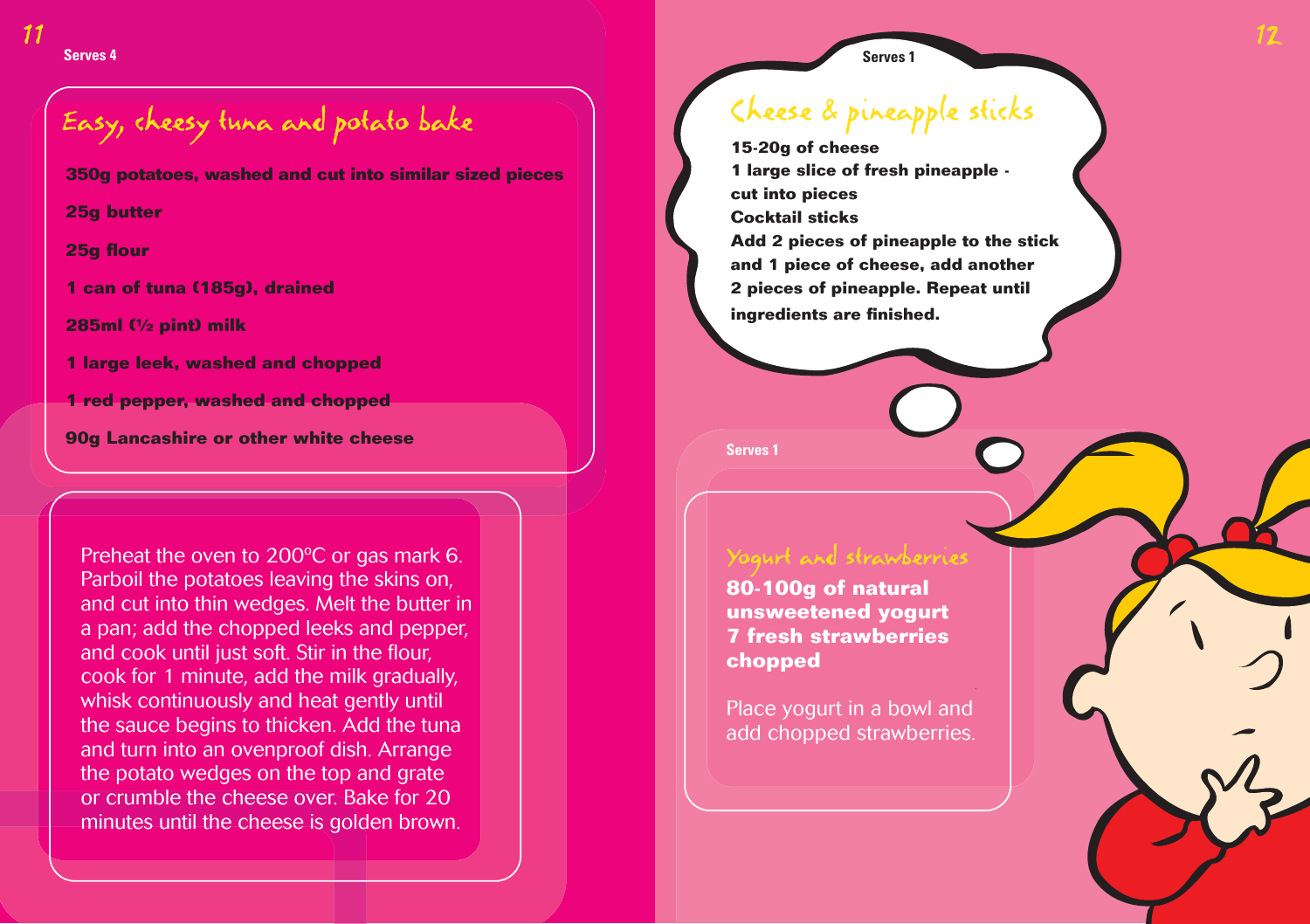Serves 4

## Easy, cheesy tuna and potato bake

**350g potatoes, washed and cut into similar sized pieces**

**25g butter**

**25g flour**

**1 can of tuna (185g), drained**

**285ml (½ pint) milk**

**1 large leek, washed and chopped**

**1 red pepper, washed and chopped**

**90g Lancashire or other white cheese**

Preheat the oven to 200ºC or gas mark 6. Parboil the potatoes leaving the skins on, and cut into thin wedges. Melt the butter in a pan; add the chopped leeks and pepper, and cook until just soft. Stir in the flour, cook for 1 minute, add the milk gradually, whisk continuously and heat gently until the sauce begins to thicken. Add the tuna and turn into an ovenproof dish. Arrange the potato wedges on the top and grate or crumble the cheese over. Bake for 20 minutes until the cheese is golden brown.

Serves 1

## Cheese & pineapple sticks

**15-20g of cheese**
**1 large slice of fresh pineapple - cut into pieces**
**Cocktail sticks**
**Add 2 pieces of pineapple to the stick and 1 piece of cheese, add another 2 pieces of pineapple. Repeat until ingredients are finished.**

Serves 1

## Yogurt and strawberries

**80-100g of natural unsweetened yogurt**
**7 fresh strawberries chopped**

Place yogurt in a bowl and add chopped strawberries.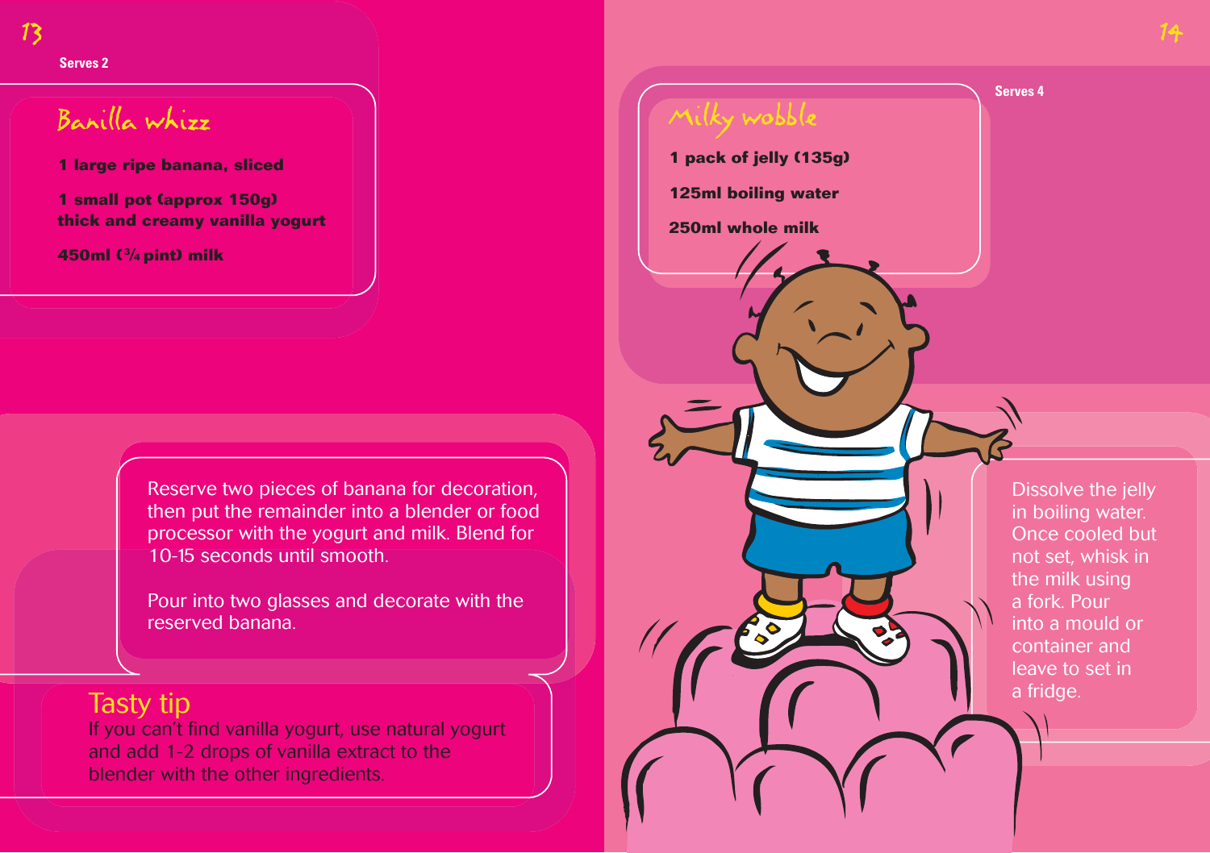Serves 2

## Banilla whizz

**1 large ripe banana, sliced**

**1 small pot (approx 150g) thick and creamy vanilla yogurt**

**450ml (¾ pint) milk**

Reserve two pieces of banana for decoration, then put the remainder into a blender or food processor with the yogurt and milk. Blend for 10-15 seconds until smooth.

Pour into two glasses and decorate with the reserved banana.

### Tasty tip

If you can't find vanilla yogurt, use natural yogurt and add 1-2 drops of vanilla extract to the blender with the other ingredients.

Serves 4

## Milky wobble

**1 pack of jelly (135g)**

**125ml boiling water**

**250ml whole milk**

Dissolve the jelly in boiling water. Once cooled but not set, whisk in the milk using a fork. Pour into a mould or container and leave to set in a fridge.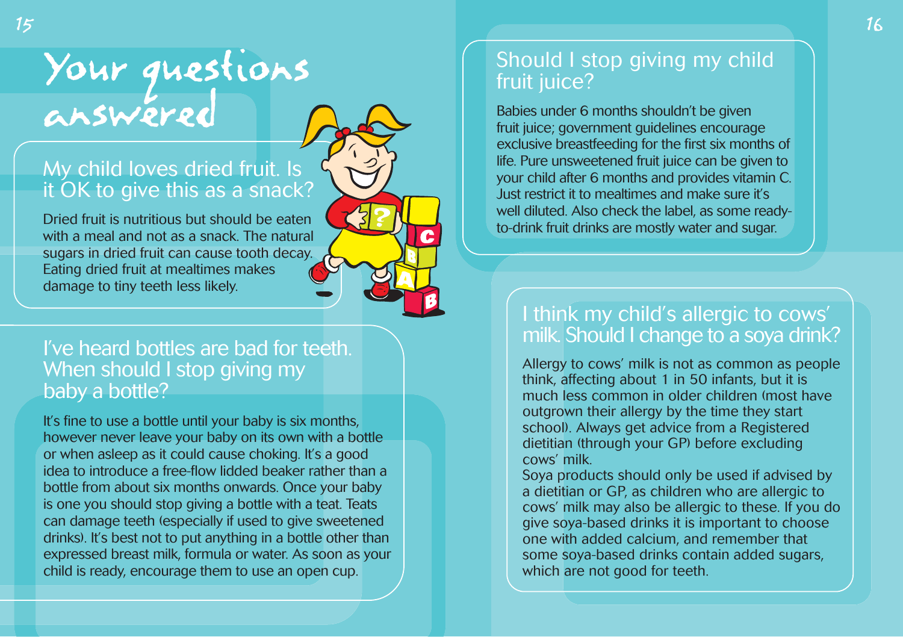# Your questions answered

## My child loves dried fruit. Is it OK to give this as a snack?

Dried fruit is nutritious but should be eaten with a meal and not as a snack. The natural sugars in dried fruit can cause tooth decay. Eating dried fruit at mealtimes makes damage to tiny teeth less likely.

## I've heard bottles are bad for teeth. When should I stop giving my baby a bottle?

It's fine to use a bottle until your baby is six months, however never leave your baby on its own with a bottle or when asleep as it could cause choking. It's a good idea to introduce a free-flow lidded beaker rather than a bottle from about six months onwards. Once your baby is one you should stop giving a bottle with a teat. Teats can damage teeth (especially if used to give sweetened drinks). It's best not to put anything in a bottle other than expressed breast milk, formula or water. As soon as your child is ready, encourage them to use an open cup.

## Should I stop giving my child fruit juice?

Babies under 6 months shouldn't be given fruit juice; government guidelines encourage exclusive breastfeeding for the first six months of life. Pure unsweetened fruit juice can be given to your child after 6 months and provides vitamin C. Just restrict it to mealtimes and make sure it's well diluted. Also check the label, as some ready-to-drink fruit drinks are mostly water and sugar.

## I think my child's allergic to cows' milk. Should I change to a soya drink?

Allergy to cows' milk is not as common as people think, affecting about 1 in 50 infants, but it is much less common in older children (most have outgrown their allergy by the time they start school). Always get advice from a Registered dietitian (through your GP) before excluding cows' milk.

Soya products should only be used if advised by a dietitian or GP, as children who are allergic to cows' milk may also be allergic to these. If you do give soya-based drinks it is important to choose one with added calcium, and remember that some soya-based drinks contain added sugars, which are not good for teeth.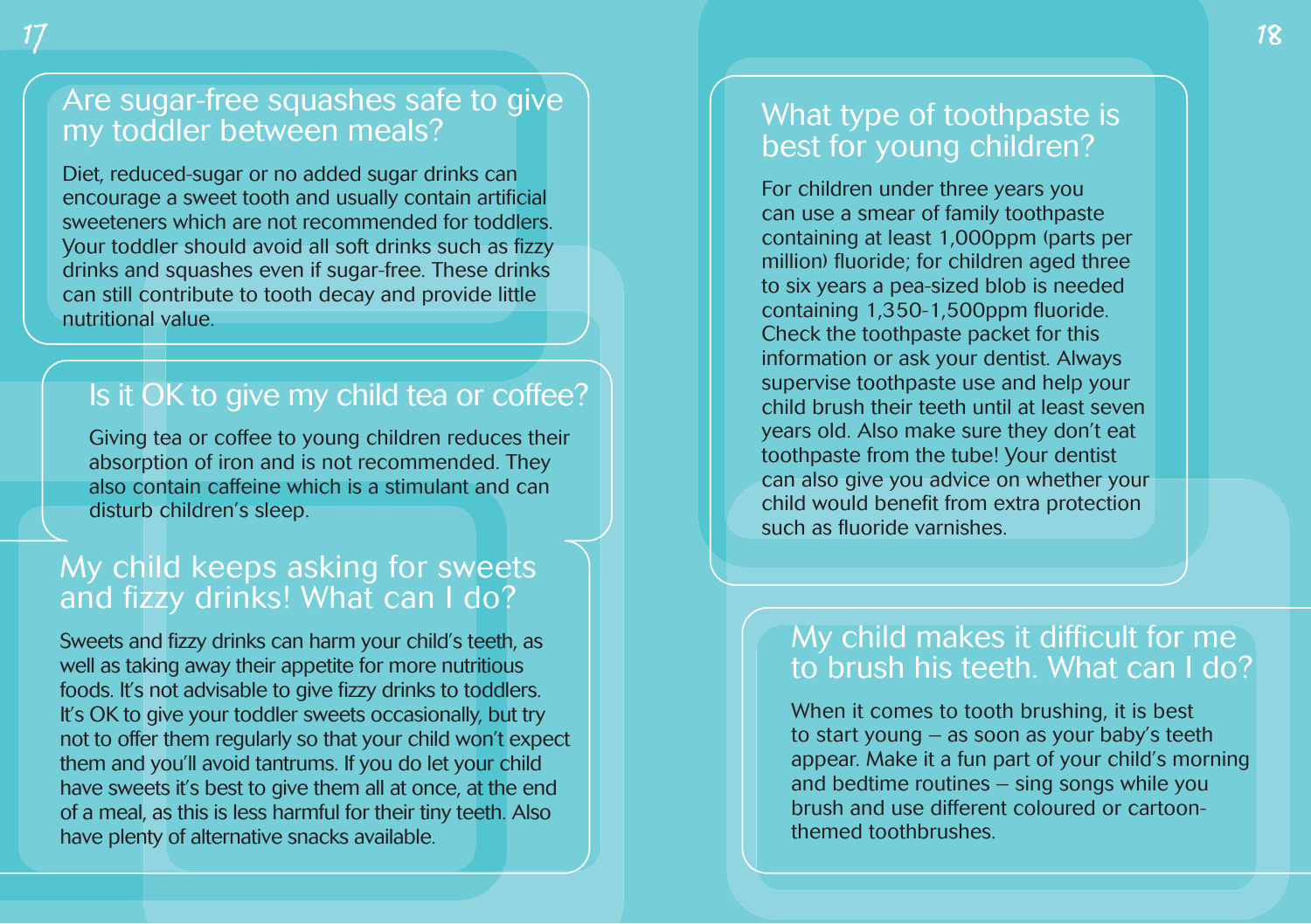## Are sugar-free squashes safe to give my toddler between meals?

Diet, reduced-sugar or no added sugar drinks can encourage a sweet tooth and usually contain artificial sweeteners which are not recommended for toddlers. Your toddler should avoid all soft drinks such as fizzy drinks and squashes even if sugar-free. These drinks can still contribute to tooth decay and provide little nutritional value.

## Is it OK to give my child tea or coffee?

Giving tea or coffee to young children reduces their absorption of iron and is not recommended. They also contain caffeine which is a stimulant and can disturb children's sleep.

## My child keeps asking for sweets and fizzy drinks! What can I do?

Sweets and fizzy drinks can harm your child's teeth, as well as taking away their appetite for more nutritious foods. It's not advisable to give fizzy drinks to toddlers. It's OK to give your toddler sweets occasionally, but try not to offer them regularly so that your child won't expect them and you'll avoid tantrums. If you do let your child have sweets it's best to give them all at once, at the end of a meal, as this is less harmful for their tiny teeth. Also have plenty of alternative snacks available.

## What type of toothpaste is best for young children?

For children under three years you can use a smear of family toothpaste containing at least 1,000ppm (parts per million) fluoride; for children aged three to six years a pea-sized blob is needed containing 1,350-1,500ppm fluoride. Check the toothpaste packet for this information or ask your dentist. Always supervise toothpaste use and help your child brush their teeth until at least seven years old. Also make sure they don't eat toothpaste from the tube! Your dentist can also give you advice on whether your child would benefit from extra protection such as fluoride varnishes.

## My child makes it difficult for me to brush his teeth. What can I do?

When it comes to tooth brushing, it is best to start young – as soon as your baby's teeth appear. Make it a fun part of your child's morning and bedtime routines – sing songs while you brush and use different coloured or cartoon-themed toothbrushes.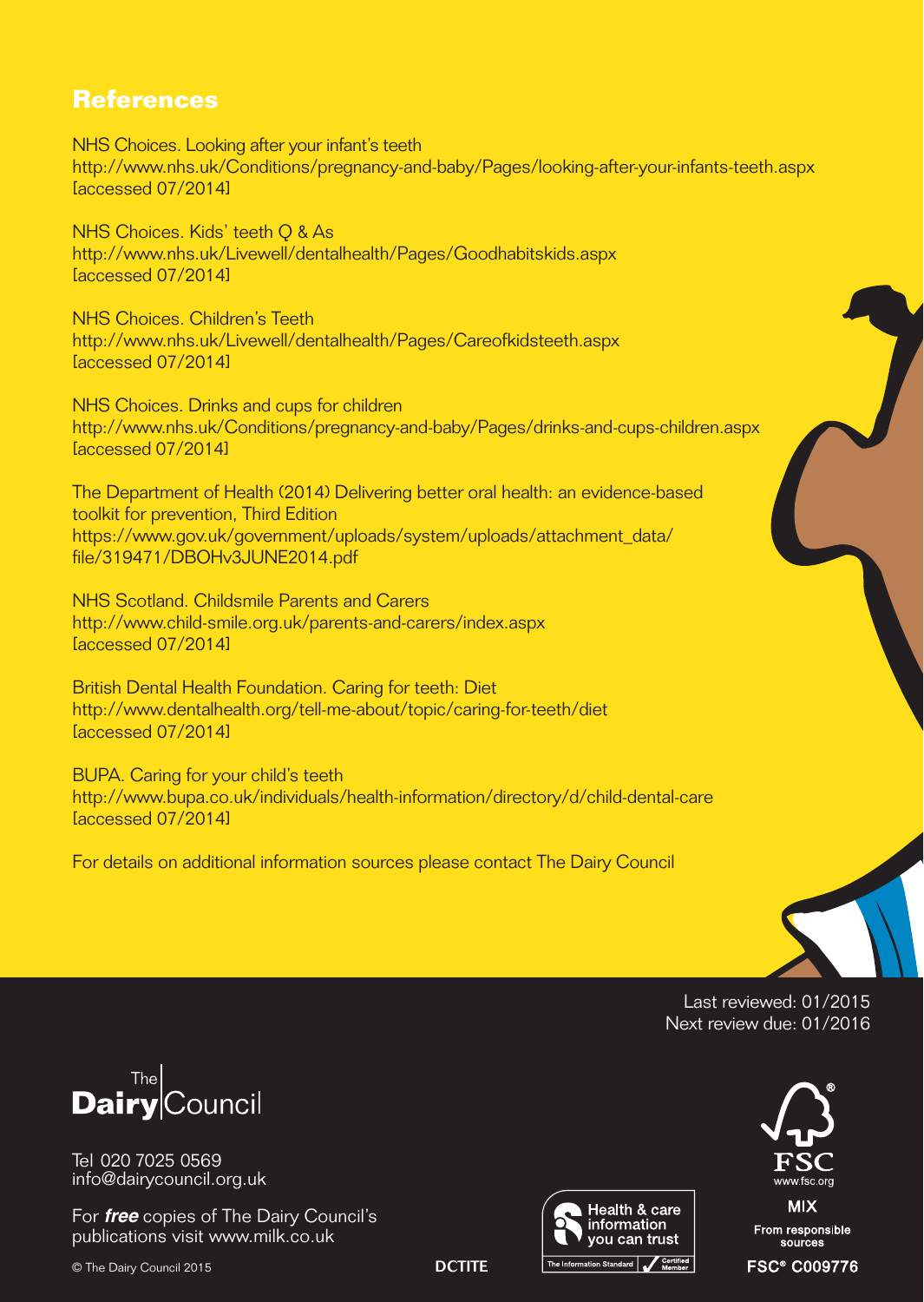## References

NHS Choices. Looking after your infant's teeth
http://www.nhs.uk/Conditions/pregnancy-and-baby/Pages/looking-after-your-infants-teeth.aspx
[accessed 07/2014]

NHS Choices. Kids' teeth Q & As
http://www.nhs.uk/Livewell/dentalhealth/Pages/Goodhabitskids.aspx
[accessed 07/2014]

NHS Choices. Children's Teeth
http://www.nhs.uk/Livewell/dentalhealth/Pages/Careofkidsteeth.aspx
[accessed 07/2014]

NHS Choices. Drinks and cups for children
http://www.nhs.uk/Conditions/pregnancy-and-baby/Pages/drinks-and-cups-children.aspx
[accessed 07/2014]

The Department of Health (2014) Delivering better oral health: an evidence-based toolkit for prevention, Third Edition
https://www.gov.uk/government/uploads/system/uploads/attachment_data/file/319471/DBOHv3JUNE2014.pdf

NHS Scotland. Childsmile Parents and Carers
http://www.child-smile.org.uk/parents-and-carers/index.aspx
[accessed 07/2014]

British Dental Health Foundation. Caring for teeth: Diet
http://www.dentalhealth.org/tell-me-about/topic/caring-for-teeth/diet
[accessed 07/2014]

BUPA. Caring for your child's teeth
http://www.bupa.co.uk/individuals/health-information/directory/d/child-dental-care
[accessed 07/2014]

For details on additional information sources please contact The Dairy Council

Last reviewed: 01/2015
Next review due: 01/2016

The Dairy Council

Tel 020 7025 0569
info@dairycouncil.org.uk

For ***free*** copies of The Dairy Council's publications visit www.milk.co.uk

© The Dairy Council 2015

DCTITE

Health & care information you can trust
The Information Standard Certified Member

FSC www.fsc.org
MIX
From responsible sources
FSC® C009776